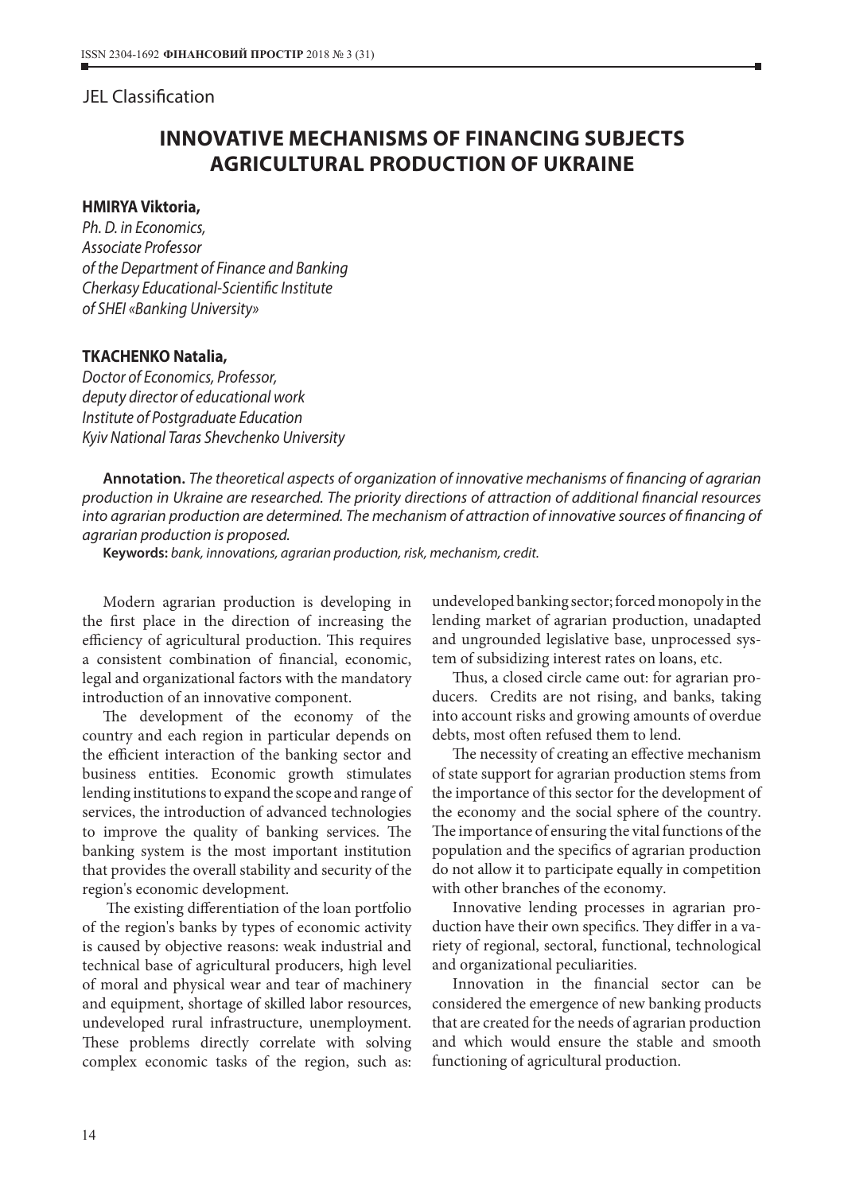JEL Classification

# INNOVATIVE MECHANISMS OF FINANCING SUBJECTS AGRICULTURAL PRODUCTION OF UKRAINE

**HMIRYA Viktoria,**
*Ph. D. in Economics,*
*Associate Professor*
*of the Department of Finance and Banking*
*Cherkasy Educational-Scientific Institute*
*of SHEI «Banking University»*

**TKACHENKO Natalia,**
*Doctor of Economics, Professor,*
*deputy director of educational work*
*Institute of Postgraduate Education*
*Kyiv National Taras Shevchenko University*

**Annotation.** *The theoretical aspects of organization of innovative mechanisms of financing of agrarian production in Ukraine are researched. The priority directions of attraction of additional financial resources into agrarian production are determined. The mechanism of attraction of innovative sources of financing of agrarian production is proposed.*

**Keywords:** *bank, innovations, agrarian production, risk, mechanism, credit.*

Modern agrarian production is developing in the first place in the direction of increasing the efficiency of agricultural production. This requires a consistent combination of financial, economic, legal and organizational factors with the mandatory introduction of an innovative component.

The development of the economy of the country and each region in particular depends on the efficient interaction of the banking sector and business entities. Economic growth stimulates lending institutions to expand the scope and range of services, the introduction of advanced technologies to improve the quality of banking services. The banking system is the most important institution that provides the overall stability and security of the region's economic development.

The existing differentiation of the loan portfolio of the region's banks by types of economic activity is caused by objective reasons: weak industrial and technical base of agricultural producers, high level of moral and physical wear and tear of machinery and equipment, shortage of skilled labor resources, undeveloped rural infrastructure, unemployment. These problems directly correlate with solving complex economic tasks of the region, such as: undeveloped banking sector; forced monopoly in the lending market of agrarian production, unadapted and ungrounded legislative base, unprocessed system of subsidizing interest rates on loans, etc.

Thus, a closed circle came out: for agrarian producers. Credits are not rising, and banks, taking into account risks and growing amounts of overdue debts, most often refused them to lend.

The necessity of creating an effective mechanism of state support for agrarian production stems from the importance of this sector for the development of the economy and the social sphere of the country. The importance of ensuring the vital functions of the population and the specifics of agrarian production do not allow it to participate equally in competition with other branches of the economy.

Innovative lending processes in agrarian production have their own specifics. They differ in a variety of regional, sectoral, functional, technological and organizational peculiarities.

Innovation in the financial sector can be considered the emergence of new banking products that are created for the needs of agrarian production and which would ensure the stable and smooth functioning of agricultural production.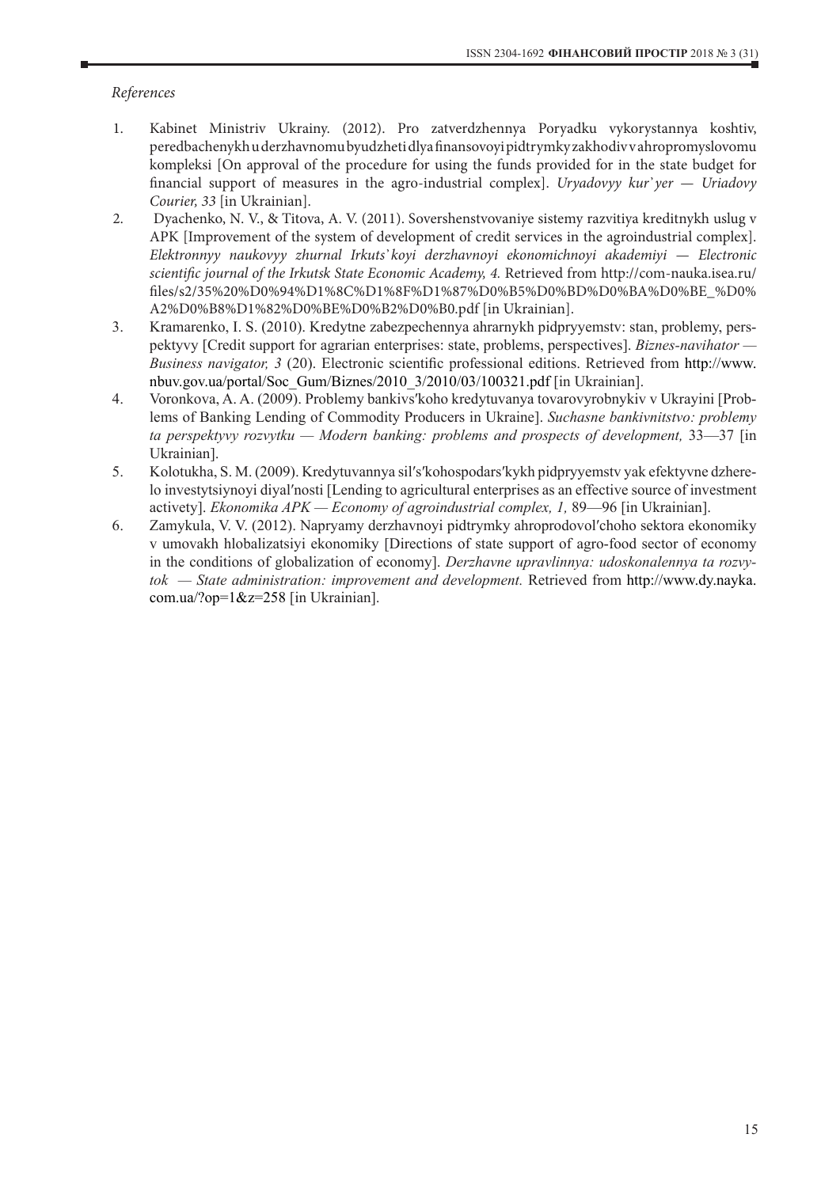*References*

1. Kabinet Ministriv Ukrainy. (2012). Pro zatverdzhennya Poryadku vykorystannya koshtiv, peredbachenykh u derzhavnomu byudzheti dlya finansovoyi pidtrymky zakhodiv v ahropromyslovomu kompleksi [On approval of the procedure for using the funds provided for in the state budget for financial support of measures in the agro-industrial complex]. *Uryadovyy kur`yer — Uriadovy Courier, 33* [in Ukrainian].
2. Dyachenko, N. V., & Titova, A. V. (2011). Sovershenstvovaniye sistemy razvitiya kreditnykh uslug v APK [Improvement of the system of development of credit services in the agroindustrial complex]. *Elektronnyy naukovyy zhurnal Irkuts'koyi derzhavnoyi ekonomichnoyi akademiyi — Electronic scientific journal of the Irkutsk State Economic Academy, 4.* Retrieved from http://com-nauka.isea.ru/files/s2/35%20%D0%94%D1%8C%D1%8F%D1%87%D0%B5%D0%BD%D0%BA%D0%BE_%D0%A2%D0%B8%D1%82%D0%BE%D0%B2%D0%B0.pdf [in Ukrainian].
3. Kramarenko, I. S. (2010). Kredytne zabezpechennya ahrarnykh pidpryyemstv: stan, problemy, perspektyvy [Credit support for agrarian enterprises: state, problems, perspectives]. *Biznes-navihator — Business navigator, 3* (20). Electronic scientific professional editions. Retrieved from http://www.nbuv.gov.ua/portal/Soc_Gum/Biznes/2010_3/2010/03/100321.pdf [in Ukrainian].
4. Voronkova, A. A. (2009). Problemy bankivs′koho kredytuvanya tovarovyrobnykiv v Ukrayini [Problems of Banking Lending of Commodity Producers in Ukraine]. *Suchasne bankivnitstvo: problemy ta perspektyvy rozvytku — Modern banking: problems and prospects of development,* 33—37 [in Ukrainian].
5. Kolotukha, S. M. (2009). Kredytuvannya sil′s′kohospodars′kykh pidpryyemstv yak efektyvne dzherelo investytsiynoyi diyal′nosti [Lending to agricultural enterprises as an effective source of investment activety]. *Ekonomika APK — Economy of agroindustrial complex, 1,* 89—96 [in Ukrainian].
6. Zamykula, V. V. (2012). Napryamy derzhavnoyi pidtrymky ahroprodovol′choho sektora ekonomiky v umovakh hlobalizatsiyi ekonomiky [Directions of state support of agro-food sector of economy in the conditions of globalization of economy]. *Derzhavne upravlinnya: udoskonalennya ta rozvytok — State administration: improvement and development.* Retrieved from http://www.dy.nayka.com.ua/?op=1&z=258 [in Ukrainian].